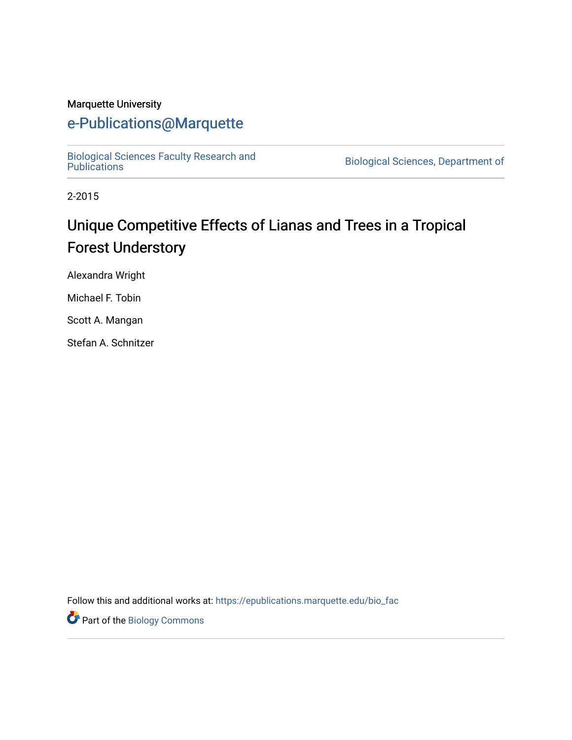Marquette University

# e-Publications@Marquette

Biological Sciences Faculty Research and Publications | Biological Sciences, Department of

2-2015

# Unique Competitive Effects of Lianas and Trees in a Tropical Forest Understory

Alexandra Wright

Michael F. Tobin

Scott A. Mangan

Stefan A. Schnitzer

Follow this and additional works at: https://epublications.marquette.edu/bio_fac

Part of the Biology Commons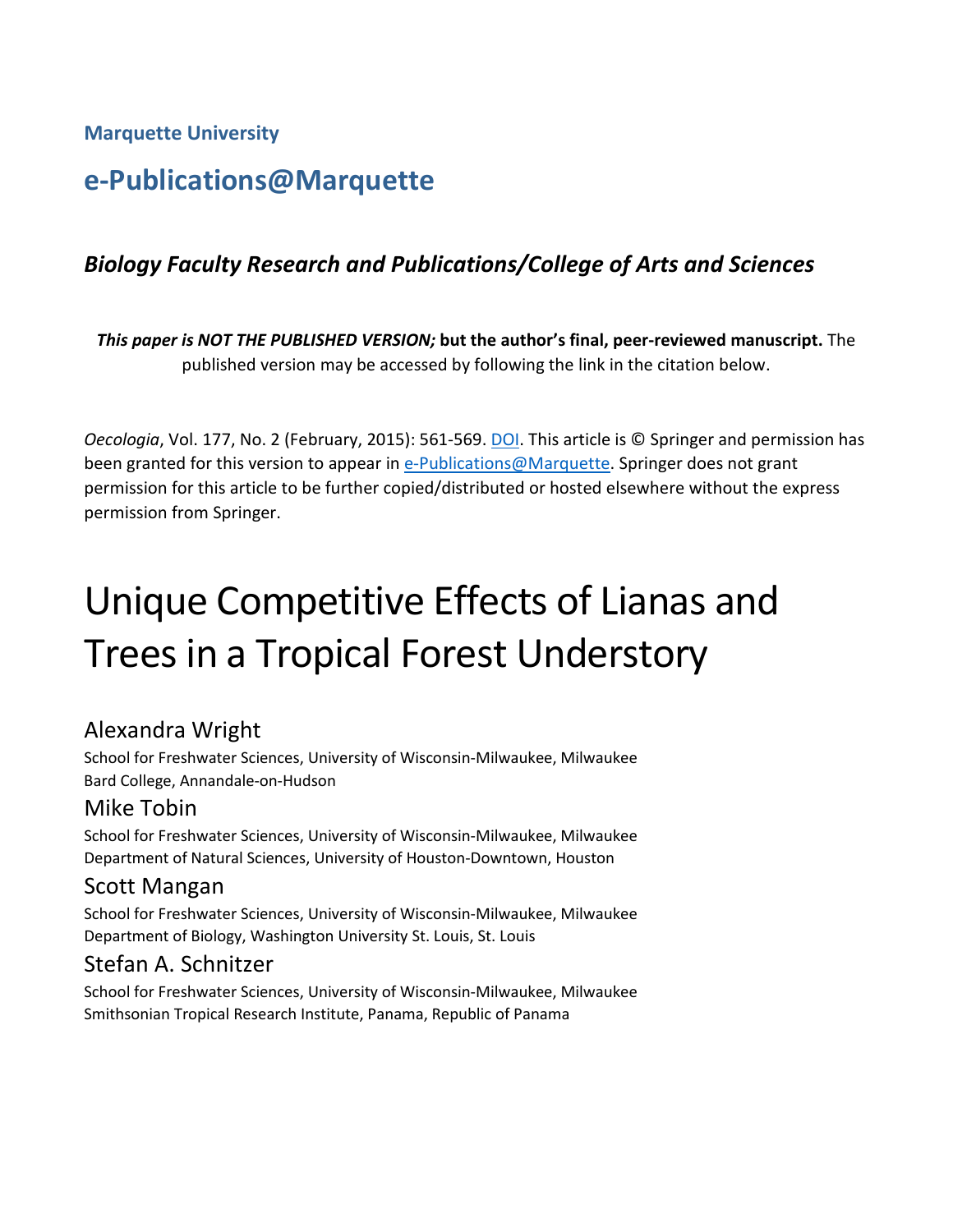Marquette University

# e-Publications@Marquette

### *Biology Faculty Research and Publications/College of Arts and Sciences*

***This paper is NOT THE PUBLISHED VERSION;* but the author's final, peer-reviewed manuscript.** The published version may be accessed by following the link in the citation below.

*Oecologia*, Vol. 177, No. 2 (February, 2015): 561-569. DOI. This article is © Springer and permission has been granted for this version to appear in e-Publications@Marquette. Springer does not grant permission for this article to be further copied/distributed or hosted elsewhere without the express permission from Springer.

# Unique Competitive Effects of Lianas and Trees in a Tropical Forest Understory

## Alexandra Wright

School for Freshwater Sciences, University of Wisconsin-Milwaukee, Milwaukee
Bard College, Annandale-on-Hudson

## Mike Tobin

School for Freshwater Sciences, University of Wisconsin-Milwaukee, Milwaukee
Department of Natural Sciences, University of Houston-Downtown, Houston

## Scott Mangan

School for Freshwater Sciences, University of Wisconsin-Milwaukee, Milwaukee
Department of Biology, Washington University St. Louis, St. Louis

## Stefan A. Schnitzer

School for Freshwater Sciences, University of Wisconsin-Milwaukee, Milwaukee
Smithsonian Tropical Research Institute, Panama, Republic of Panama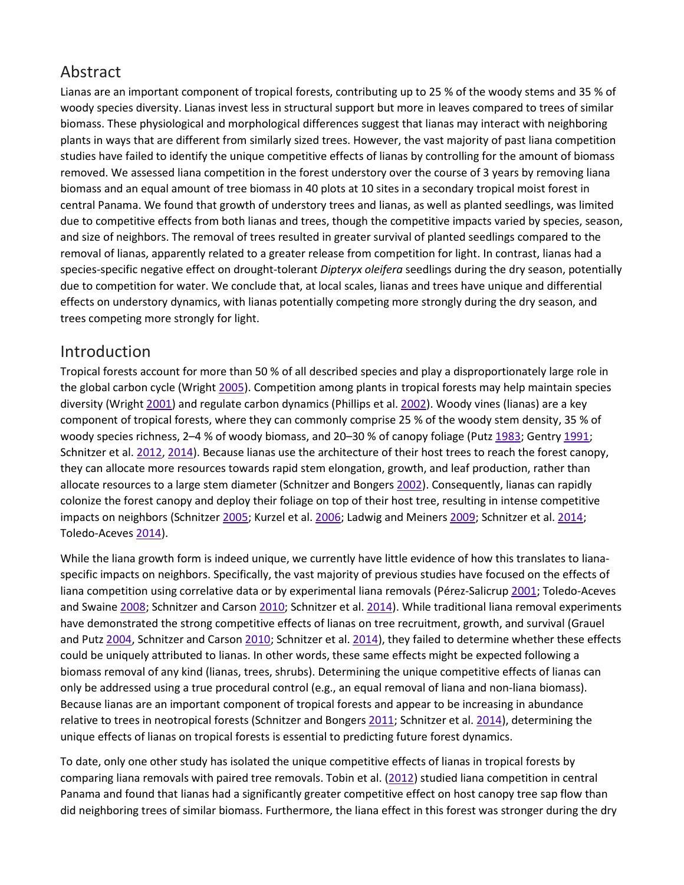## Abstract

Lianas are an important component of tropical forests, contributing up to 25 % of the woody stems and 35 % of woody species diversity. Lianas invest less in structural support but more in leaves compared to trees of similar biomass. These physiological and morphological differences suggest that lianas may interact with neighboring plants in ways that are different from similarly sized trees. However, the vast majority of past liana competition studies have failed to identify the unique competitive effects of lianas by controlling for the amount of biomass removed. We assessed liana competition in the forest understory over the course of 3 years by removing liana biomass and an equal amount of tree biomass in 40 plots at 10 sites in a secondary tropical moist forest in central Panama. We found that growth of understory trees and lianas, as well as planted seedlings, was limited due to competitive effects from both lianas and trees, though the competitive impacts varied by species, season, and size of neighbors. The removal of trees resulted in greater survival of planted seedlings compared to the removal of lianas, apparently related to a greater release from competition for light. In contrast, lianas had a species-specific negative effect on drought-tolerant *Dipteryx oleifera* seedlings during the dry season, potentially due to competition for water. We conclude that, at local scales, lianas and trees have unique and differential effects on understory dynamics, with lianas potentially competing more strongly during the dry season, and trees competing more strongly for light.

## Introduction

Tropical forests account for more than 50 % of all described species and play a disproportionately large role in the global carbon cycle (Wright 2005). Competition among plants in tropical forests may help maintain species diversity (Wright 2001) and regulate carbon dynamics (Phillips et al. 2002). Woody vines (lianas) are a key component of tropical forests, where they can commonly comprise 25 % of the woody stem density, 35 % of woody species richness, 2–4 % of woody biomass, and 20–30 % of canopy foliage (Putz 1983; Gentry 1991; Schnitzer et al. 2012, 2014). Because lianas use the architecture of their host trees to reach the forest canopy, they can allocate more resources towards rapid stem elongation, growth, and leaf production, rather than allocate resources to a large stem diameter (Schnitzer and Bongers 2002). Consequently, lianas can rapidly colonize the forest canopy and deploy their foliage on top of their host tree, resulting in intense competitive impacts on neighbors (Schnitzer 2005; Kurzel et al. 2006; Ladwig and Meiners 2009; Schnitzer et al. 2014; Toledo-Aceves 2014).

While the liana growth form is indeed unique, we currently have little evidence of how this translates to liana-specific impacts on neighbors. Specifically, the vast majority of previous studies have focused on the effects of liana competition using correlative data or by experimental liana removals (Pérez-Salicrup 2001; Toledo-Aceves and Swaine 2008; Schnitzer and Carson 2010; Schnitzer et al. 2014). While traditional liana removal experiments have demonstrated the strong competitive effects of lianas on tree recruitment, growth, and survival (Grauel and Putz 2004, Schnitzer and Carson 2010; Schnitzer et al. 2014), they failed to determine whether these effects could be uniquely attributed to lianas. In other words, these same effects might be expected following a biomass removal of any kind (lianas, trees, shrubs). Determining the unique competitive effects of lianas can only be addressed using a true procedural control (e.g., an equal removal of liana and non-liana biomass). Because lianas are an important component of tropical forests and appear to be increasing in abundance relative to trees in neotropical forests (Schnitzer and Bongers 2011; Schnitzer et al. 2014), determining the unique effects of lianas on tropical forests is essential to predicting future forest dynamics.

To date, only one other study has isolated the unique competitive effects of lianas in tropical forests by comparing liana removals with paired tree removals. Tobin et al. (2012) studied liana competition in central Panama and found that lianas had a significantly greater competitive effect on host canopy tree sap flow than did neighboring trees of similar biomass. Furthermore, the liana effect in this forest was stronger during the dry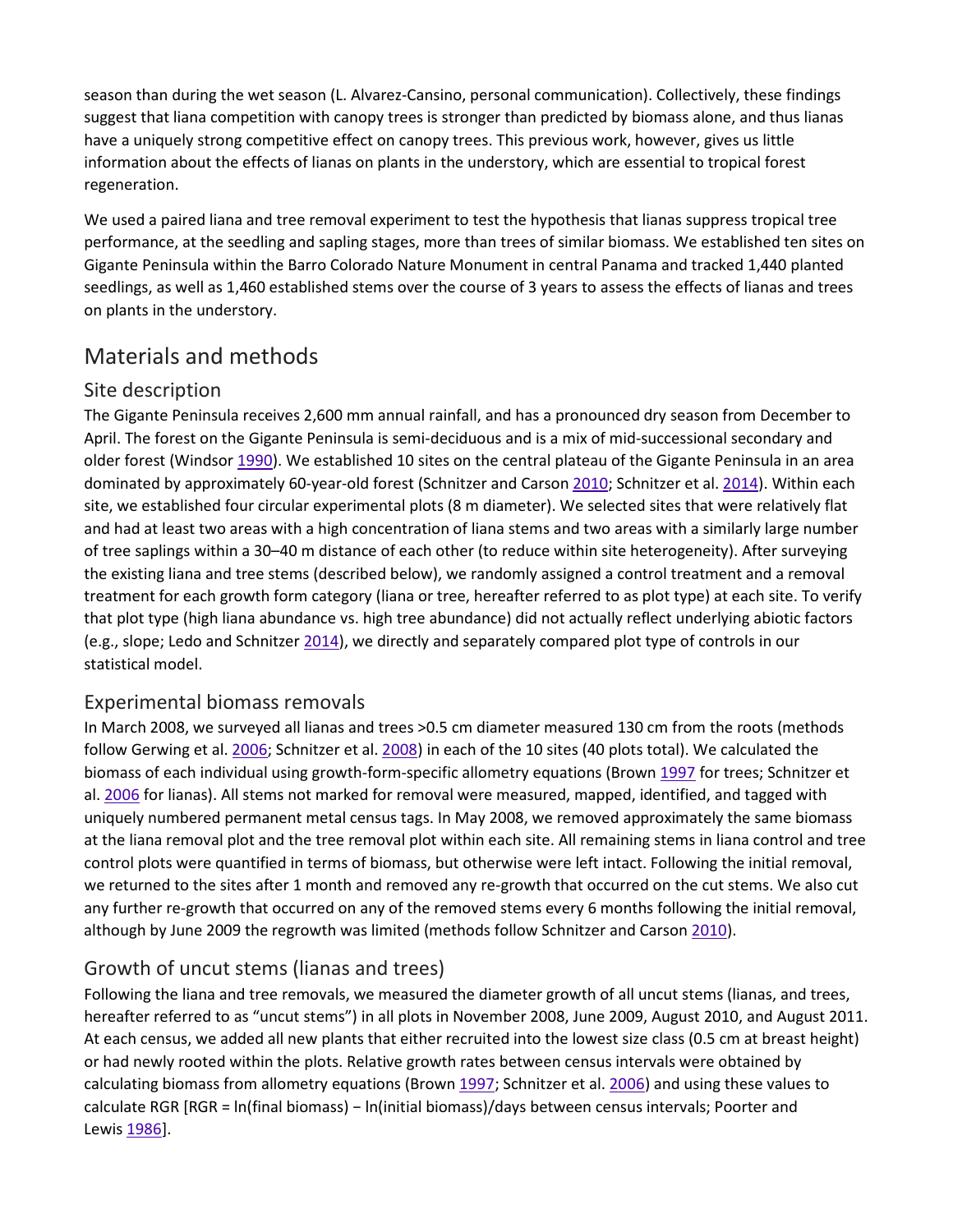season than during the wet season (L. Alvarez-Cansino, personal communication). Collectively, these findings suggest that liana competition with canopy trees is stronger than predicted by biomass alone, and thus lianas have a uniquely strong competitive effect on canopy trees. This previous work, however, gives us little information about the effects of lianas on plants in the understory, which are essential to tropical forest regeneration.

We used a paired liana and tree removal experiment to test the hypothesis that lianas suppress tropical tree performance, at the seedling and sapling stages, more than trees of similar biomass. We established ten sites on Gigante Peninsula within the Barro Colorado Nature Monument in central Panama and tracked 1,440 planted seedlings, as well as 1,460 established stems over the course of 3 years to assess the effects of lianas and trees on plants in the understory.

## Materials and methods

### Site description

The Gigante Peninsula receives 2,600 mm annual rainfall, and has a pronounced dry season from December to April. The forest on the Gigante Peninsula is semi-deciduous and is a mix of mid-successional secondary and older forest (Windsor 1990). We established 10 sites on the central plateau of the Gigante Peninsula in an area dominated by approximately 60-year-old forest (Schnitzer and Carson 2010; Schnitzer et al. 2014). Within each site, we established four circular experimental plots (8 m diameter). We selected sites that were relatively flat and had at least two areas with a high concentration of liana stems and two areas with a similarly large number of tree saplings within a 30–40 m distance of each other (to reduce within site heterogeneity). After surveying the existing liana and tree stems (described below), we randomly assigned a control treatment and a removal treatment for each growth form category (liana or tree, hereafter referred to as plot type) at each site. To verify that plot type (high liana abundance vs. high tree abundance) did not actually reflect underlying abiotic factors (e.g., slope; Ledo and Schnitzer 2014), we directly and separately compared plot type of controls in our statistical model.

### Experimental biomass removals

In March 2008, we surveyed all lianas and trees >0.5 cm diameter measured 130 cm from the roots (methods follow Gerwing et al. 2006; Schnitzer et al. 2008) in each of the 10 sites (40 plots total). We calculated the biomass of each individual using growth-form-specific allometry equations (Brown 1997 for trees; Schnitzer et al. 2006 for lianas). All stems not marked for removal were measured, mapped, identified, and tagged with uniquely numbered permanent metal census tags. In May 2008, we removed approximately the same biomass at the liana removal plot and the tree removal plot within each site. All remaining stems in liana control and tree control plots were quantified in terms of biomass, but otherwise were left intact. Following the initial removal, we returned to the sites after 1 month and removed any re-growth that occurred on the cut stems. We also cut any further re-growth that occurred on any of the removed stems every 6 months following the initial removal, although by June 2009 the regrowth was limited (methods follow Schnitzer and Carson 2010).

### Growth of uncut stems (lianas and trees)

Following the liana and tree removals, we measured the diameter growth of all uncut stems (lianas, and trees, hereafter referred to as "uncut stems") in all plots in November 2008, June 2009, August 2010, and August 2011. At each census, we added all new plants that either recruited into the lowest size class (0.5 cm at breast height) or had newly rooted within the plots. Relative growth rates between census intervals were obtained by calculating biomass from allometry equations (Brown 1997; Schnitzer et al. 2006) and using these values to calculate RGR [RGR = ln(final biomass) − ln(initial biomass)/days between census intervals; Poorter and Lewis 1986].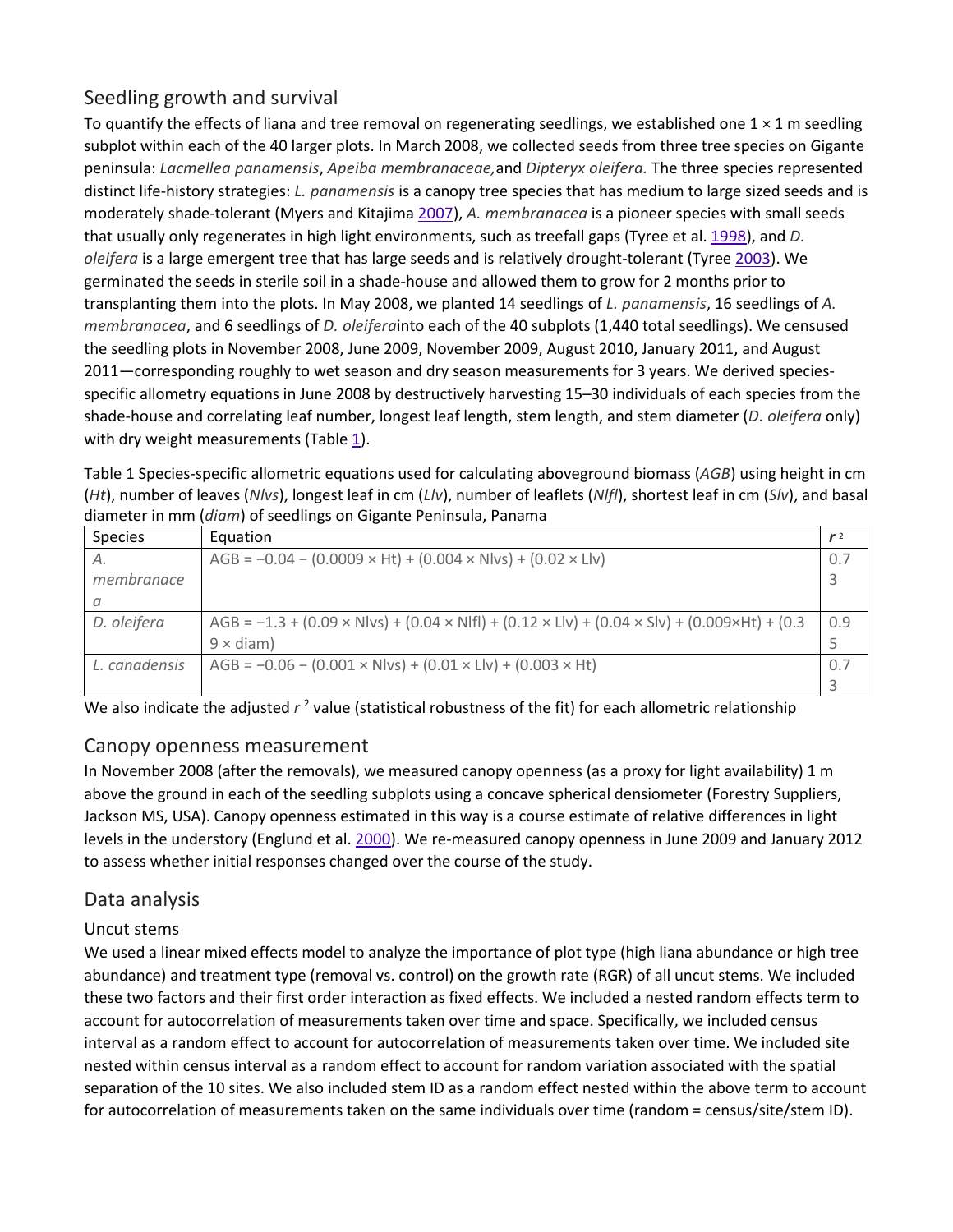## Seedling growth and survival

To quantify the effects of liana and tree removal on regenerating seedlings, we established one 1 × 1 m seedling subplot within each of the 40 larger plots. In March 2008, we collected seeds from three tree species on Gigante peninsula: *Lacmellea panamensis*, *Apeiba membranaceae,* and *Dipteryx oleifera.* The three species represented distinct life-history strategies: *L. panamensis* is a canopy tree species that has medium to large sized seeds and is moderately shade-tolerant (Myers and Kitajima 2007), *A. membranacea* is a pioneer species with small seeds that usually only regenerates in high light environments, such as treefall gaps (Tyree et al. 1998), and *D. oleifera* is a large emergent tree that has large seeds and is relatively drought-tolerant (Tyree 2003). We germinated the seeds in sterile soil in a shade-house and allowed them to grow for 2 months prior to transplanting them into the plots. In May 2008, we planted 14 seedlings of *L. panamensis*, 16 seedlings of *A. membranacea*, and 6 seedlings of *D. oleifera*into each of the 40 subplots (1,440 total seedlings). We censused the seedling plots in November 2008, June 2009, November 2009, August 2010, January 2011, and August 2011—corresponding roughly to wet season and dry season measurements for 3 years. We derived species-specific allometry equations in June 2008 by destructively harvesting 15–30 individuals of each species from the shade-house and correlating leaf number, longest leaf length, stem length, and stem diameter (*D. oleifera* only) with dry weight measurements (Table 1).

Table 1 Species-specific allometric equations used for calculating aboveground biomass (*AGB*) using height in cm (*Ht*), number of leaves (*Nlvs*), longest leaf in cm (*Llv*), number of leaflets (*Nlfl*), shortest leaf in cm (*Slv*), and basal diameter in mm (*diam*) of seedlings on Gigante Peninsula, Panama

| Species | Equation | $r^2$ |
|---|---|---|
| *A. membranacea* | $AGB = -0.04 - (0.0009 \times Ht) + (0.004 \times Nlvs) + (0.02 \times Llv)$ | 0.73 |
| *D. oleifera* | $AGB = -1.3 + (0.09 \times Nlvs) + (0.04 \times Nlfl) + (0.12 \times Llv) + (0.04 \times Slv) + (0.009 \times Ht) + (0.39 \times diam)$ | 0.95 |
| *L. canadensis* | $AGB = -0.06 - (0.001 \times Nlvs) + (0.01 \times Llv) + (0.003 \times Ht)$ | 0.73 |

We also indicate the adjusted $r^2$ value (statistical robustness of the fit) for each allometric relationship

## Canopy openness measurement

In November 2008 (after the removals), we measured canopy openness (as a proxy for light availability) 1 m above the ground in each of the seedling subplots using a concave spherical densiometer (Forestry Suppliers, Jackson MS, USA). Canopy openness estimated in this way is a course estimate of relative differences in light levels in the understory (Englund et al. 2000). We re-measured canopy openness in June 2009 and January 2012 to assess whether initial responses changed over the course of the study.

## Data analysis

### Uncut stems

We used a linear mixed effects model to analyze the importance of plot type (high liana abundance or high tree abundance) and treatment type (removal vs. control) on the growth rate (RGR) of all uncut stems. We included these two factors and their first order interaction as fixed effects. We included a nested random effects term to account for autocorrelation of measurements taken over time and space. Specifically, we included census interval as a random effect to account for autocorrelation of measurements taken over time. We included site nested within census interval as a random effect to account for random variation associated with the spatial separation of the 10 sites. We also included stem ID as a random effect nested within the above term to account for autocorrelation of measurements taken on the same individuals over time (random = census/site/stem ID).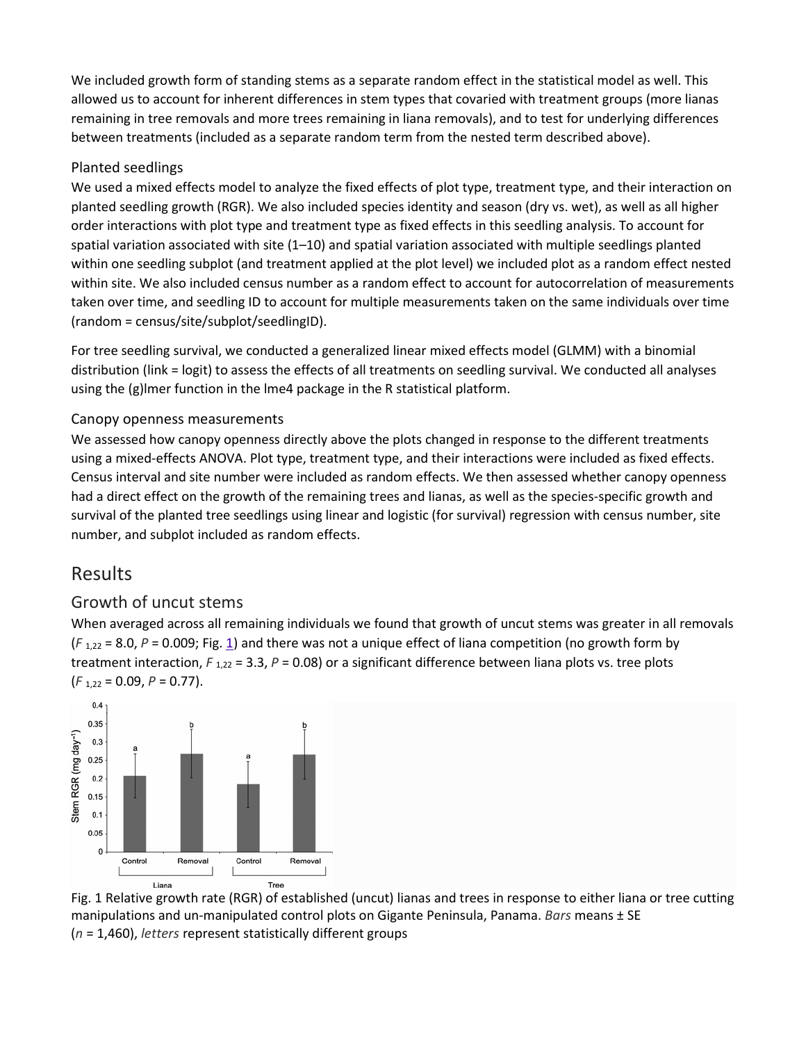We included growth form of standing stems as a separate random effect in the statistical model as well. This allowed us to account for inherent differences in stem types that covaried with treatment groups (more lianas remaining in tree removals and more trees remaining in liana removals), and to test for underlying differences between treatments (included as a separate random term from the nested term described above).

### Planted seedlings

We used a mixed effects model to analyze the fixed effects of plot type, treatment type, and their interaction on planted seedling growth (RGR). We also included species identity and season (dry vs. wet), as well as all higher order interactions with plot type and treatment type as fixed effects in this seedling analysis. To account for spatial variation associated with site (1–10) and spatial variation associated with multiple seedlings planted within one seedling subplot (and treatment applied at the plot level) we included plot as a random effect nested within site. We also included census number as a random effect to account for autocorrelation of measurements taken over time, and seedling ID to account for multiple measurements taken on the same individuals over time (random = census/site/subplot/seedlingID).

For tree seedling survival, we conducted a generalized linear mixed effects model (GLMM) with a binomial distribution (link = logit) to assess the effects of all treatments on seedling survival. We conducted all analyses using the (g)lmer function in the lme4 package in the R statistical platform.

### Canopy openness measurements

We assessed how canopy openness directly above the plots changed in response to the different treatments using a mixed-effects ANOVA. Plot type, treatment type, and their interactions were included as fixed effects. Census interval and site number were included as random effects. We then assessed whether canopy openness had a direct effect on the growth of the remaining trees and lianas, as well as the species-specific growth and survival of the planted tree seedlings using linear and logistic (for survival) regression with census number, site number, and subplot included as random effects.

## Results

### Growth of uncut stems

When averaged across all remaining individuals we found that growth of uncut stems was greater in all removals ($F_{1,22} = 8.0$, $P = 0.009$; Fig. 1) and there was not a unique effect of liana competition (no growth form by treatment interaction, $F_{1,22} = 3.3$, $P = 0.08$) or a significant difference between liana plots vs. tree plots ($F_{1,22} = 0.09$, $P = 0.77$).

Stem RGR (mg day⁻¹)
0.4
0.35
0.3
0.25
0.2
0.15
0.1
0.05
0
a
b
a
b
Control
Removal
Control
Removal
Liana
Tree

Fig. 1 Relative growth rate (RGR) of established (uncut) lianas and trees in response to either liana or tree cutting manipulations and un-manipulated control plots on Gigante Peninsula, Panama. *Bars* means ± SE ($n = 1,460$), *letters* represent statistically different groups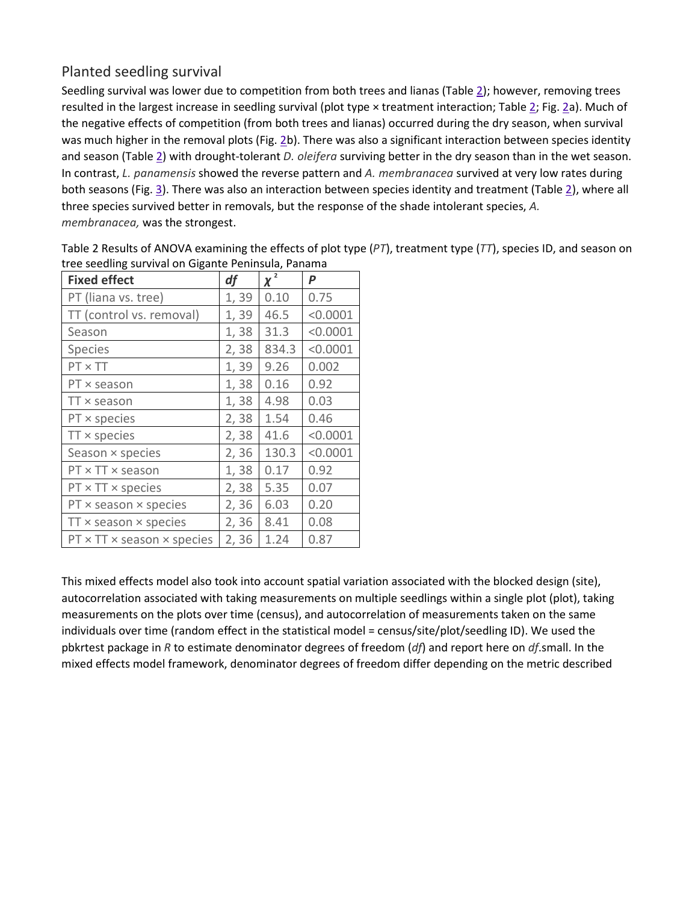## Planted seedling survival

Seedling survival was lower due to competition from both trees and lianas (Table 2); however, removing trees resulted in the largest increase in seedling survival (plot type × treatment interaction; Table 2; Fig. 2a). Much of the negative effects of competition (from both trees and lianas) occurred during the dry season, when survival was much higher in the removal plots (Fig. 2b). There was also a significant interaction between species identity and season (Table 2) with drought-tolerant *D. oleifera* surviving better in the dry season than in the wet season. In contrast, *L. panamensis* showed the reverse pattern and *A. membranacea* survived at very low rates during both seasons (Fig. 3). There was also an interaction between species identity and treatment (Table 2), where all three species survived better in removals, but the response of the shade intolerant species, *A. membranacea,* was the strongest.

Table 2 Results of ANOVA examining the effects of plot type (*PT*), treatment type (*TT*), species ID, and season on tree seedling survival on Gigante Peninsula, Panama

| Fixed effect | *df* | $\chi^2$ | *P* |
|---|---|---|---|
| PT (liana vs. tree) | 1, 39 | 0.10 | 0.75 |
| TT (control vs. removal) | 1, 39 | 46.5 | <0.0001 |
| Season | 1, 38 | 31.3 | <0.0001 |
| Species | 2, 38 | 834.3 | <0.0001 |
| PT × TT | 1, 39 | 9.26 | 0.002 |
| PT × season | 1, 38 | 0.16 | 0.92 |
| TT × season | 1, 38 | 4.98 | 0.03 |
| PT × species | 2, 38 | 1.54 | 0.46 |
| TT × species | 2, 38 | 41.6 | <0.0001 |
| Season × species | 2, 36 | 130.3 | <0.0001 |
| PT × TT × season | 1, 38 | 0.17 | 0.92 |
| PT × TT × species | 2, 38 | 5.35 | 0.07 |
| PT × season × species | 2, 36 | 6.03 | 0.20 |
| TT × season × species | 2, 36 | 8.41 | 0.08 |
| PT × TT × season × species | 2, 36 | 1.24 | 0.87 |

This mixed effects model also took into account spatial variation associated with the blocked design (site), autocorrelation associated with taking measurements on multiple seedlings within a single plot (plot), taking measurements on the plots over time (census), and autocorrelation of measurements taken on the same individuals over time (random effect in the statistical model = census/site/plot/seedling ID). We used the pbkrtest package in *R* to estimate denominator degrees of freedom (*df*) and report here on *df*.small. In the mixed effects model framework, denominator degrees of freedom differ depending on the metric described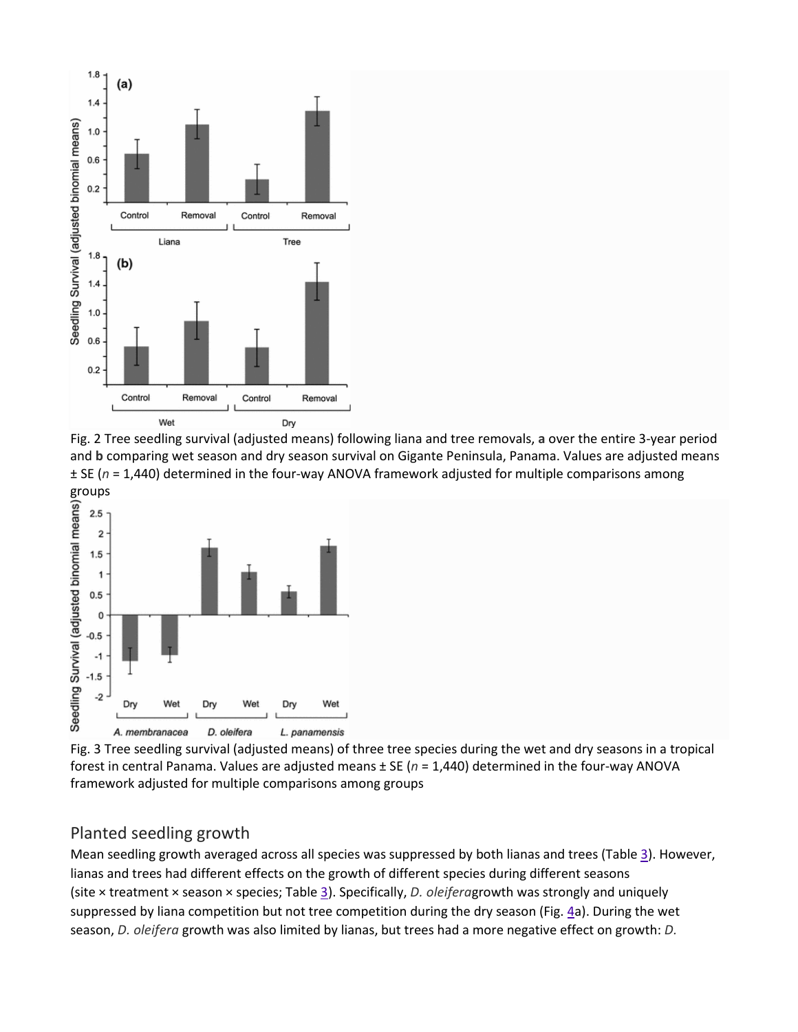Fig. 2 Tree seedling survival (adjusted means) following liana and tree removals, **a** over the entire 3-year period and **b** comparing wet season and dry season survival on Gigante Peninsula, Panama. Values are adjusted means ± SE ($n$ = 1,440) determined in the four-way ANOVA framework adjusted for multiple comparisons among groups

Fig. 3 Tree seedling survival (adjusted means) of three tree species during the wet and dry seasons in a tropical forest in central Panama. Values are adjusted means ± SE ($n$ = 1,440) determined in the four-way ANOVA framework adjusted for multiple comparisons among groups

## Planted seedling growth

Mean seedling growth averaged across all species was suppressed by both lianas and trees (Table 3). However, lianas and trees had different effects on the growth of different species during different seasons (site × treatment × season × species; Table 3). Specifically, *D. oleifera*growth was strongly and uniquely suppressed by liana competition but not tree competition during the dry season (Fig. 4a). During the wet season, *D. oleifera* growth was also limited by lianas, but trees had a more negative effect on growth: *D.*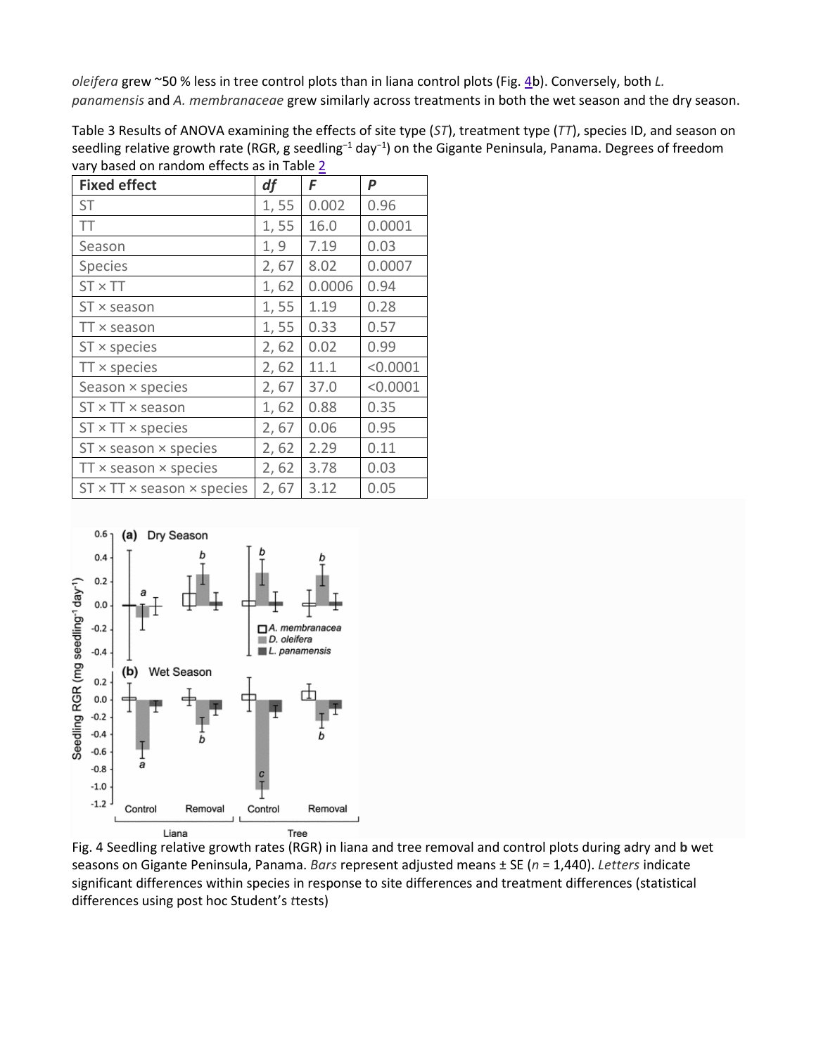*oleifera* grew ~50 % less in tree control plots than in liana control plots (Fig. 4b). Conversely, both *L. panamensis* and *A. membranaceae* grew similarly across treatments in both the wet season and the dry season.

Table 3 Results of ANOVA examining the effects of site type (*ST*), treatment type (*TT*), species ID, and season on seedling relative growth rate (RGR, g seedling$^{-1}$ day$^{-1}$) on the Gigante Peninsula, Panama. Degrees of freedom vary based on random effects as in Table 2

| Fixed effect | *df* | *F* | *P* |
|---|---|---|---|
| ST | 1, 55 | 0.002 | 0.96 |
| TT | 1, 55 | 16.0 | 0.0001 |
| Season | 1, 9 | 7.19 | 0.03 |
| Species | 2, 67 | 8.02 | 0.0007 |
| ST × TT | 1, 62 | 0.0006 | 0.94 |
| ST × season | 1, 55 | 1.19 | 0.28 |
| TT × season | 1, 55 | 0.33 | 0.57 |
| ST × species | 2, 62 | 0.02 | 0.99 |
| TT × species | 2, 62 | 11.1 | <0.0001 |
| Season × species | 2, 67 | 37.0 | <0.0001 |
| ST × TT × season | 1, 62 | 0.88 | 0.35 |
| ST × TT × species | 2, 67 | 0.06 | 0.95 |
| ST × season × species | 2, 62 | 2.29 | 0.11 |
| TT × season × species | 2, 62 | 3.78 | 0.03 |
| ST × TT × season × species | 2, 67 | 3.12 | 0.05 |

Fig. 4 Seedling relative growth rates (RGR) in liana and tree removal and control plots during **a** dry and **b** wet seasons on Gigante Peninsula, Panama. *Bars* represent adjusted means ± SE (*n* = 1,440). *Letters* indicate significant differences within species in response to site differences and treatment differences (statistical differences using post hoc Student's *t* tests)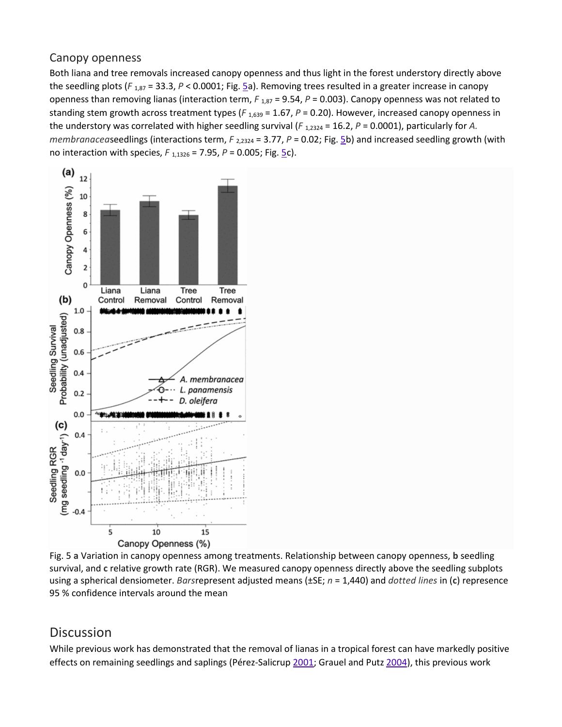## Canopy openness

Both liana and tree removals increased canopy openness and thus light in the forest understory directly above the seedling plots ($F_{1,87} = 33.3$, $P < 0.0001$; Fig. 5a). Removing trees resulted in a greater increase in canopy openness than removing lianas (interaction term, $F_{1,87} = 9.54$, $P = 0.003$). Canopy openness was not related to standing stem growth across treatment types ($F_{1,639} = 1.67$, $P = 0.20$). However, increased canopy openness in the understory was correlated with higher seedling survival ($F_{1,2324} = 16.2$, $P = 0.0001$), particularly for *A. membranacea*seedlings (interactions term, $F_{2,2324} = 3.77$, $P = 0.02$; Fig. 5b) and increased seedling growth (with no interaction with species, $F_{1,1326} = 7.95$, $P = 0.005$; Fig. 5c).

Fig. 5 **a** Variation in canopy openness among treatments. Relationship between canopy openness, **b** seedling survival, and **c** relative growth rate (RGR). We measured canopy openness directly above the seedling subplots using a spherical densiometer. *Bars*represent adjusted means (±SE; *n* = 1,440) and *dotted lines* in (**c**) represence 95 % confidence intervals around the mean

## Discussion

While previous work has demonstrated that the removal of lianas in a tropical forest can have markedly positive effects on remaining seedlings and saplings (Pérez-Salicrup 2001; Grauel and Putz 2004), this previous work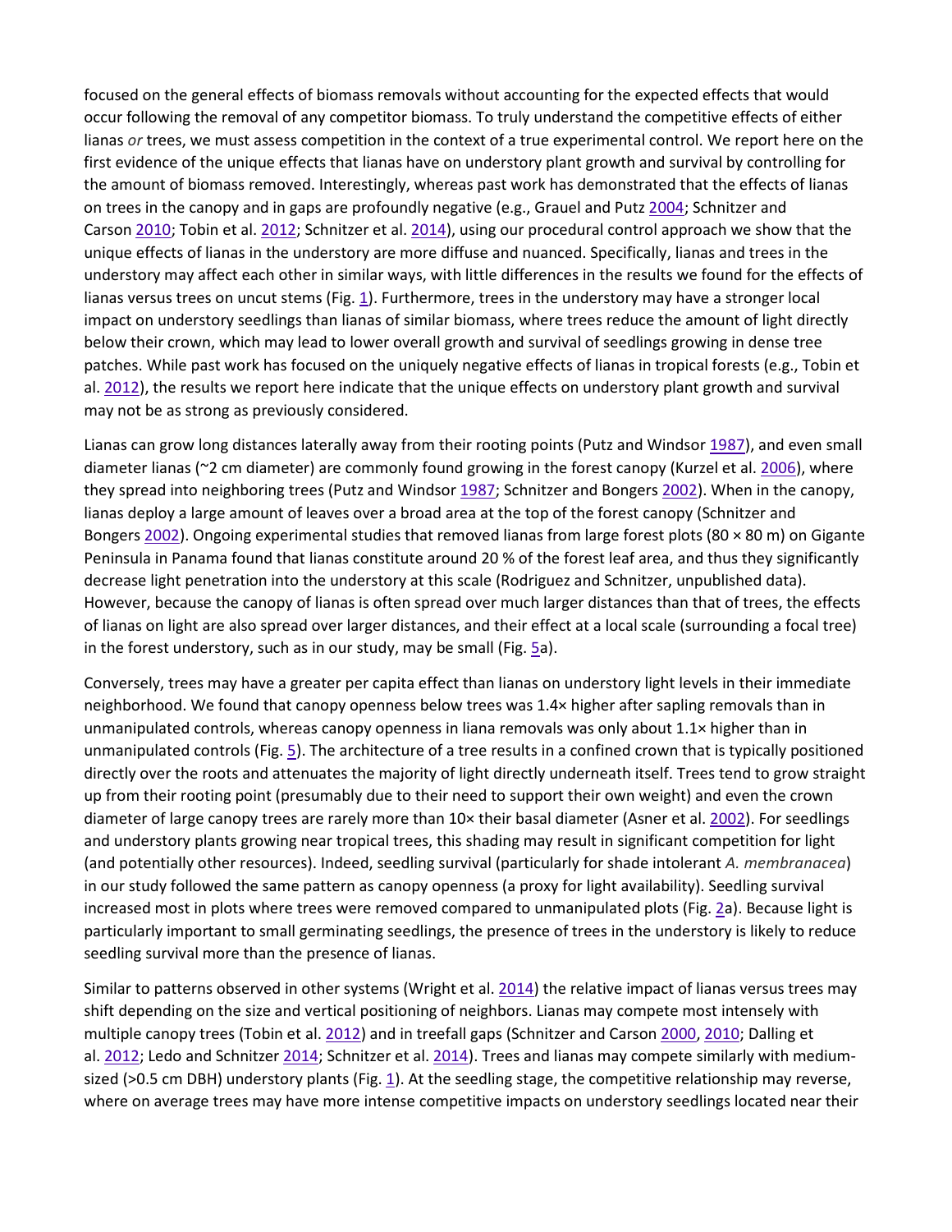focused on the general effects of biomass removals without accounting for the expected effects that would occur following the removal of any competitor biomass. To truly understand the competitive effects of either lianas *or* trees, we must assess competition in the context of a true experimental control. We report here on the first evidence of the unique effects that lianas have on understory plant growth and survival by controlling for the amount of biomass removed. Interestingly, whereas past work has demonstrated that the effects of lianas on trees in the canopy and in gaps are profoundly negative (e.g., Grauel and Putz 2004; Schnitzer and Carson 2010; Tobin et al. 2012; Schnitzer et al. 2014), using our procedural control approach we show that the unique effects of lianas in the understory are more diffuse and nuanced. Specifically, lianas and trees in the understory may affect each other in similar ways, with little differences in the results we found for the effects of lianas versus trees on uncut stems (Fig. 1). Furthermore, trees in the understory may have a stronger local impact on understory seedlings than lianas of similar biomass, where trees reduce the amount of light directly below their crown, which may lead to lower overall growth and survival of seedlings growing in dense tree patches. While past work has focused on the uniquely negative effects of lianas in tropical forests (e.g., Tobin et al. 2012), the results we report here indicate that the unique effects on understory plant growth and survival may not be as strong as previously considered.

Lianas can grow long distances laterally away from their rooting points (Putz and Windsor 1987), and even small diameter lianas (~2 cm diameter) are commonly found growing in the forest canopy (Kurzel et al. 2006), where they spread into neighboring trees (Putz and Windsor 1987; Schnitzer and Bongers 2002). When in the canopy, lianas deploy a large amount of leaves over a broad area at the top of the forest canopy (Schnitzer and Bongers 2002). Ongoing experimental studies that removed lianas from large forest plots (80 × 80 m) on Gigante Peninsula in Panama found that lianas constitute around 20 % of the forest leaf area, and thus they significantly decrease light penetration into the understory at this scale (Rodriguez and Schnitzer, unpublished data). However, because the canopy of lianas is often spread over much larger distances than that of trees, the effects of lianas on light are also spread over larger distances, and their effect at a local scale (surrounding a focal tree) in the forest understory, such as in our study, may be small (Fig. 5a).

Conversely, trees may have a greater per capita effect than lianas on understory light levels in their immediate neighborhood. We found that canopy openness below trees was 1.4× higher after sapling removals than in unmanipulated controls, whereas canopy openness in liana removals was only about 1.1× higher than in unmanipulated controls (Fig. 5). The architecture of a tree results in a confined crown that is typically positioned directly over the roots and attenuates the majority of light directly underneath itself. Trees tend to grow straight up from their rooting point (presumably due to their need to support their own weight) and even the crown diameter of large canopy trees are rarely more than 10× their basal diameter (Asner et al. 2002). For seedlings and understory plants growing near tropical trees, this shading may result in significant competition for light (and potentially other resources). Indeed, seedling survival (particularly for shade intolerant *A. membranacea*) in our study followed the same pattern as canopy openness (a proxy for light availability). Seedling survival increased most in plots where trees were removed compared to unmanipulated plots (Fig. 2a). Because light is particularly important to small germinating seedlings, the presence of trees in the understory is likely to reduce seedling survival more than the presence of lianas.

Similar to patterns observed in other systems (Wright et al. 2014) the relative impact of lianas versus trees may shift depending on the size and vertical positioning of neighbors. Lianas may compete most intensely with multiple canopy trees (Tobin et al. 2012) and in treefall gaps (Schnitzer and Carson 2000, 2010; Dalling et al. 2012; Ledo and Schnitzer 2014; Schnitzer et al. 2014). Trees and lianas may compete similarly with medium-sized (>0.5 cm DBH) understory plants (Fig. 1). At the seedling stage, the competitive relationship may reverse, where on average trees may have more intense competitive impacts on understory seedlings located near their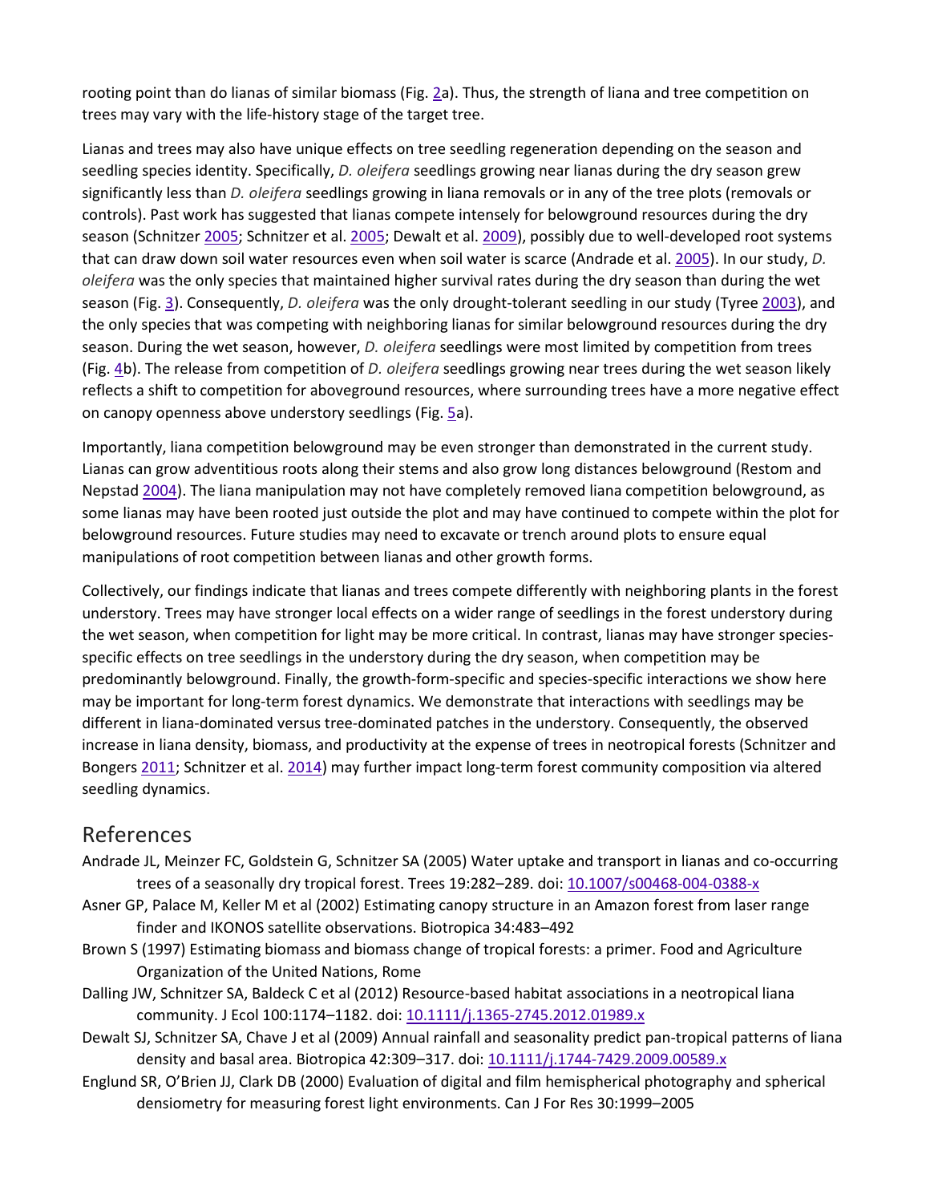rooting point than do lianas of similar biomass (Fig. 2a). Thus, the strength of liana and tree competition on trees may vary with the life-history stage of the target tree.

Lianas and trees may also have unique effects on tree seedling regeneration depending on the season and seedling species identity. Specifically, *D. oleifera* seedlings growing near lianas during the dry season grew significantly less than *D. oleifera* seedlings growing in liana removals or in any of the tree plots (removals or controls). Past work has suggested that lianas compete intensely for belowground resources during the dry season (Schnitzer 2005; Schnitzer et al. 2005; Dewalt et al. 2009), possibly due to well-developed root systems that can draw down soil water resources even when soil water is scarce (Andrade et al. 2005). In our study, *D. oleifera* was the only species that maintained higher survival rates during the dry season than during the wet season (Fig. 3). Consequently, *D. oleifera* was the only drought-tolerant seedling in our study (Tyree 2003), and the only species that was competing with neighboring lianas for similar belowground resources during the dry season. During the wet season, however, *D. oleifera* seedlings were most limited by competition from trees (Fig. 4b). The release from competition of *D. oleifera* seedlings growing near trees during the wet season likely reflects a shift to competition for aboveground resources, where surrounding trees have a more negative effect on canopy openness above understory seedlings (Fig. 5a).

Importantly, liana competition belowground may be even stronger than demonstrated in the current study. Lianas can grow adventitious roots along their stems and also grow long distances belowground (Restom and Nepstad 2004). The liana manipulation may not have completely removed liana competition belowground, as some lianas may have been rooted just outside the plot and may have continued to compete within the plot for belowground resources. Future studies may need to excavate or trench around plots to ensure equal manipulations of root competition between lianas and other growth forms.

Collectively, our findings indicate that lianas and trees compete differently with neighboring plants in the forest understory. Trees may have stronger local effects on a wider range of seedlings in the forest understory during the wet season, when competition for light may be more critical. In contrast, lianas may have stronger species-specific effects on tree seedlings in the understory during the dry season, when competition may be predominantly belowground. Finally, the growth-form-specific and species-specific interactions we show here may be important for long-term forest dynamics. We demonstrate that interactions with seedlings may be different in liana-dominated versus tree-dominated patches in the understory. Consequently, the observed increase in liana density, biomass, and productivity at the expense of trees in neotropical forests (Schnitzer and Bongers 2011; Schnitzer et al. 2014) may further impact long-term forest community composition via altered seedling dynamics.

## References

Andrade JL, Meinzer FC, Goldstein G, Schnitzer SA (2005) Water uptake and transport in lianas and co-occurring trees of a seasonally dry tropical forest. Trees 19:282–289. doi: 10.1007/s00468-004-0388-x

Asner GP, Palace M, Keller M et al (2002) Estimating canopy structure in an Amazon forest from laser range finder and IKONOS satellite observations. Biotropica 34:483–492

Brown S (1997) Estimating biomass and biomass change of tropical forests: a primer. Food and Agriculture Organization of the United Nations, Rome

Dalling JW, Schnitzer SA, Baldeck C et al (2012) Resource-based habitat associations in a neotropical liana community. J Ecol 100:1174–1182. doi: 10.1111/j.1365-2745.2012.01989.x

Dewalt SJ, Schnitzer SA, Chave J et al (2009) Annual rainfall and seasonality predict pan-tropical patterns of liana density and basal area. Biotropica 42:309–317. doi: 10.1111/j.1744-7429.2009.00589.x

Englund SR, O'Brien JJ, Clark DB (2000) Evaluation of digital and film hemispherical photography and spherical densiometry for measuring forest light environments. Can J For Res 30:1999–2005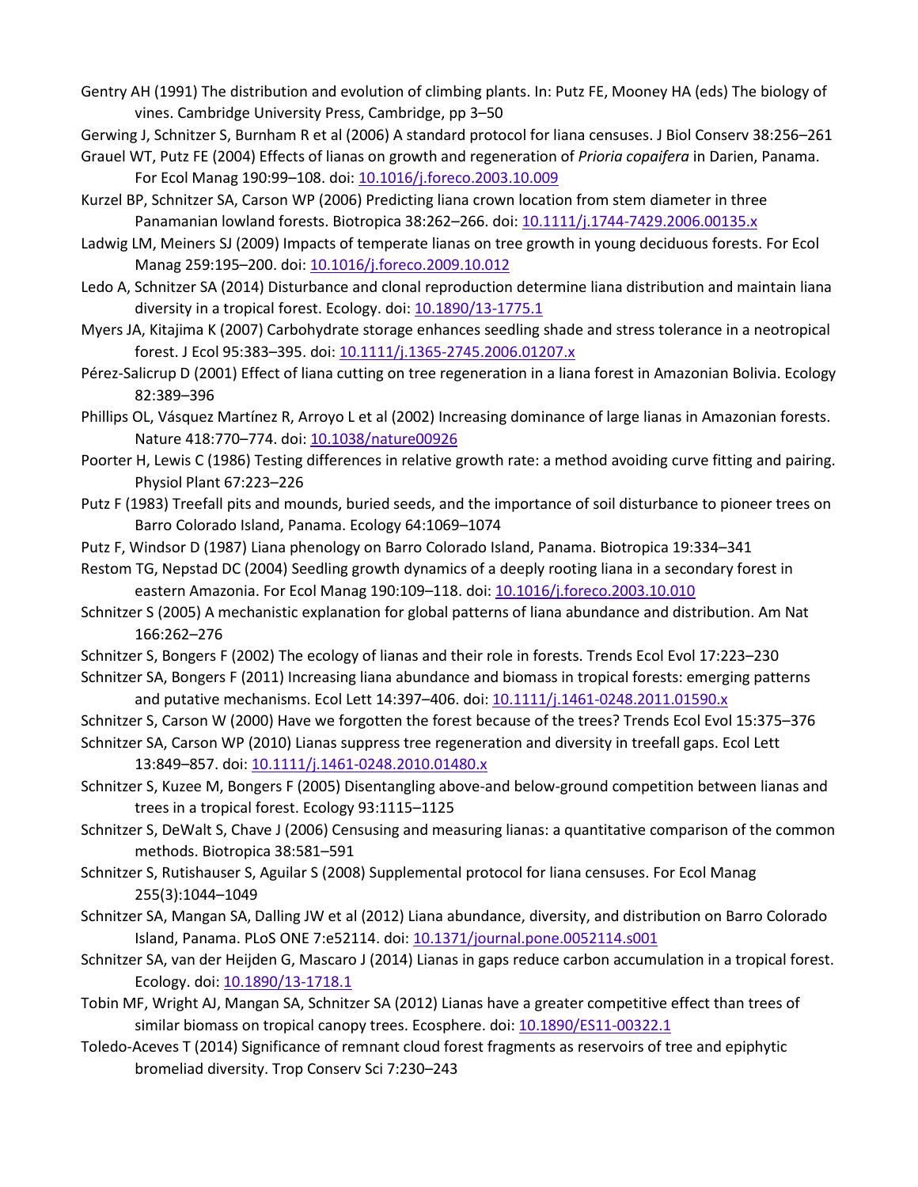Gentry AH (1991) The distribution and evolution of climbing plants. In: Putz FE, Mooney HA (eds) The biology of vines. Cambridge University Press, Cambridge, pp 3–50

Gerwing J, Schnitzer S, Burnham R et al (2006) A standard protocol for liana censuses. J Biol Conserv 38:256–261

Grauel WT, Putz FE (2004) Effects of lianas on growth and regeneration of *Prioria copaifera* in Darien, Panama. For Ecol Manag 190:99–108. doi: 10.1016/j.foreco.2003.10.009

Kurzel BP, Schnitzer SA, Carson WP (2006) Predicting liana crown location from stem diameter in three Panamanian lowland forests. Biotropica 38:262–266. doi: 10.1111/j.1744-7429.2006.00135.x

Ladwig LM, Meiners SJ (2009) Impacts of temperate lianas on tree growth in young deciduous forests. For Ecol Manag 259:195–200. doi: 10.1016/j.foreco.2009.10.012

Ledo A, Schnitzer SA (2014) Disturbance and clonal reproduction determine liana distribution and maintain liana diversity in a tropical forest. Ecology. doi: 10.1890/13-1775.1

Myers JA, Kitajima K (2007) Carbohydrate storage enhances seedling shade and stress tolerance in a neotropical forest. J Ecol 95:383–395. doi: 10.1111/j.1365-2745.2006.01207.x

Pérez-Salicrup D (2001) Effect of liana cutting on tree regeneration in a liana forest in Amazonian Bolivia. Ecology 82:389–396

Phillips OL, Vásquez Martínez R, Arroyo L et al (2002) Increasing dominance of large lianas in Amazonian forests. Nature 418:770–774. doi: 10.1038/nature00926

Poorter H, Lewis C (1986) Testing differences in relative growth rate: a method avoiding curve fitting and pairing. Physiol Plant 67:223–226

Putz F (1983) Treefall pits and mounds, buried seeds, and the importance of soil disturbance to pioneer trees on Barro Colorado Island, Panama. Ecology 64:1069–1074

Putz F, Windsor D (1987) Liana phenology on Barro Colorado Island, Panama. Biotropica 19:334–341

Restom TG, Nepstad DC (2004) Seedling growth dynamics of a deeply rooting liana in a secondary forest in eastern Amazonia. For Ecol Manag 190:109–118. doi: 10.1016/j.foreco.2003.10.010

Schnitzer S (2005) A mechanistic explanation for global patterns of liana abundance and distribution. Am Nat 166:262–276

Schnitzer S, Bongers F (2002) The ecology of lianas and their role in forests. Trends Ecol Evol 17:223–230

Schnitzer SA, Bongers F (2011) Increasing liana abundance and biomass in tropical forests: emerging patterns and putative mechanisms. Ecol Lett 14:397–406. doi: 10.1111/j.1461-0248.2011.01590.x

Schnitzer S, Carson W (2000) Have we forgotten the forest because of the trees? Trends Ecol Evol 15:375–376

Schnitzer SA, Carson WP (2010) Lianas suppress tree regeneration and diversity in treefall gaps. Ecol Lett 13:849–857. doi: 10.1111/j.1461-0248.2010.01480.x

Schnitzer S, Kuzee M, Bongers F (2005) Disentangling above-and below-ground competition between lianas and trees in a tropical forest. Ecology 93:1115–1125

Schnitzer S, DeWalt S, Chave J (2006) Censusing and measuring lianas: a quantitative comparison of the common methods. Biotropica 38:581–591

Schnitzer S, Rutishauser S, Aguilar S (2008) Supplemental protocol for liana censuses. For Ecol Manag 255(3):1044–1049

Schnitzer SA, Mangan SA, Dalling JW et al (2012) Liana abundance, diversity, and distribution on Barro Colorado Island, Panama. PLoS ONE 7:e52114. doi: 10.1371/journal.pone.0052114.s001

Schnitzer SA, van der Heijden G, Mascaro J (2014) Lianas in gaps reduce carbon accumulation in a tropical forest. Ecology. doi: 10.1890/13-1718.1

Tobin MF, Wright AJ, Mangan SA, Schnitzer SA (2012) Lianas have a greater competitive effect than trees of similar biomass on tropical canopy trees. Ecosphere. doi: 10.1890/ES11-00322.1

Toledo-Aceves T (2014) Significance of remnant cloud forest fragments as reservoirs of tree and epiphytic bromeliad diversity. Trop Conserv Sci 7:230–243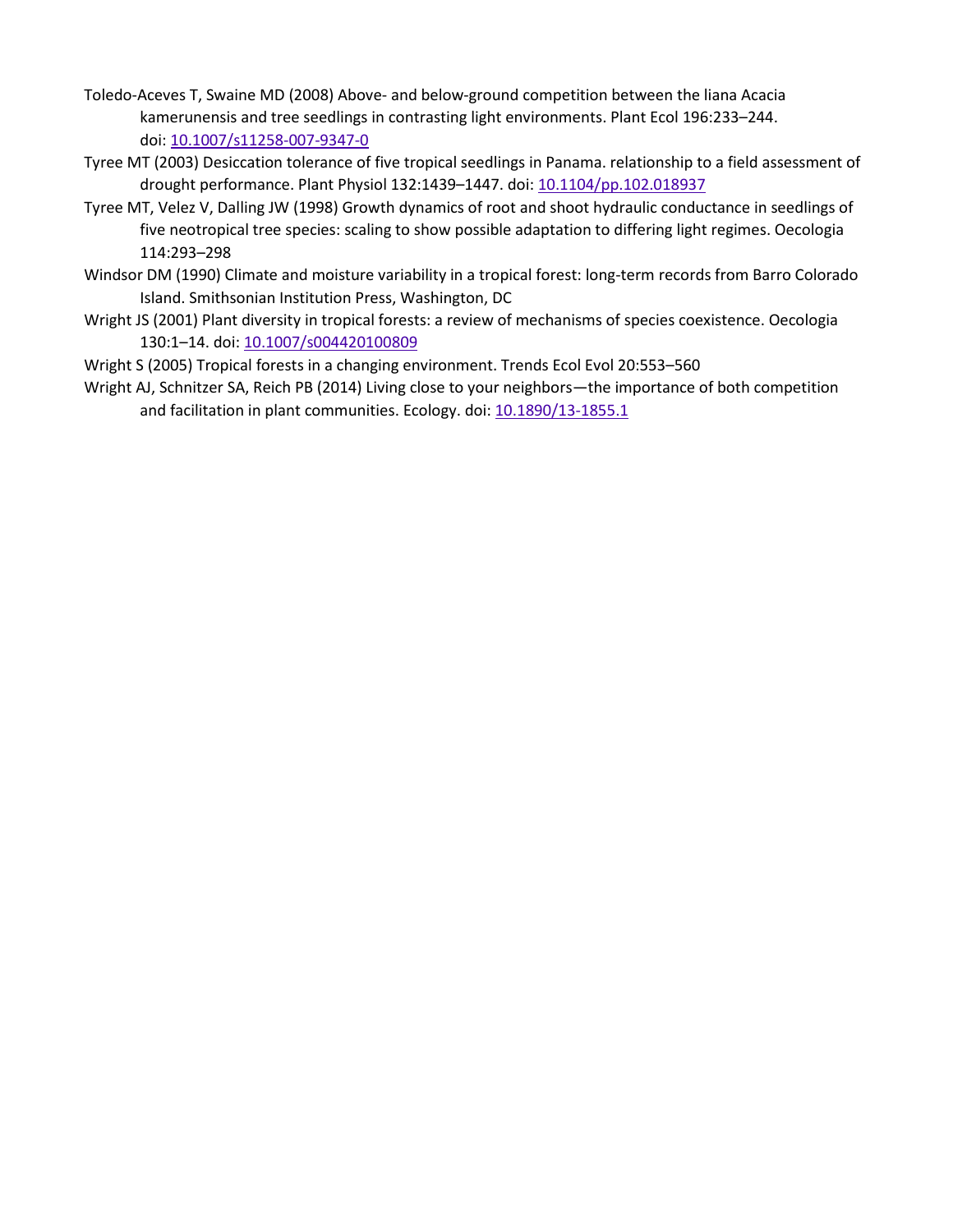Toledo-Aceves T, Swaine MD (2008) Above- and below-ground competition between the liana Acacia kamerunensis and tree seedlings in contrasting light environments. Plant Ecol 196:233–244. doi: 10.1007/s11258-007-9347-0

Tyree MT (2003) Desiccation tolerance of five tropical seedlings in Panama. relationship to a field assessment of drought performance. Plant Physiol 132:1439–1447. doi: 10.1104/pp.102.018937

Tyree MT, Velez V, Dalling JW (1998) Growth dynamics of root and shoot hydraulic conductance in seedlings of five neotropical tree species: scaling to show possible adaptation to differing light regimes. Oecologia 114:293–298

Windsor DM (1990) Climate and moisture variability in a tropical forest: long-term records from Barro Colorado Island. Smithsonian Institution Press, Washington, DC

Wright JS (2001) Plant diversity in tropical forests: a review of mechanisms of species coexistence. Oecologia 130:1–14. doi: 10.1007/s004420100809

Wright S (2005) Tropical forests in a changing environment. Trends Ecol Evol 20:553–560

Wright AJ, Schnitzer SA, Reich PB (2014) Living close to your neighbors—the importance of both competition and facilitation in plant communities. Ecology. doi: 10.1890/13-1855.1